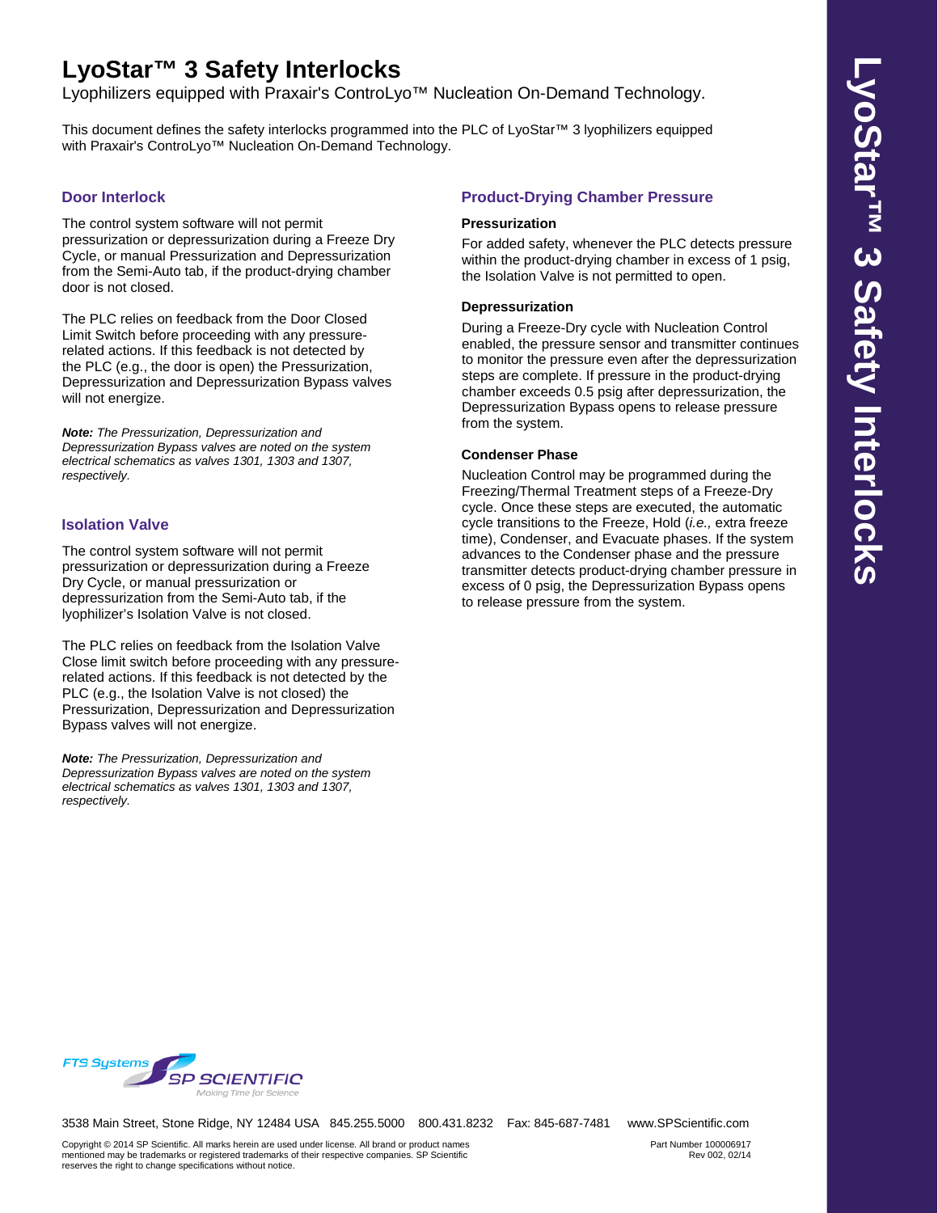# LyoStar™ 3 Safety Interlocks

Lyophilizers equipped with Praxair's ControLyo™ Nucleation On-Demand Technology.

This document defines the safety interlocks programmed into the PLC of LyoStar™ 3 lyophilizers equipped with Praxair's ControLyo™ Nucleation On-Demand Technology.

## Door Interlock

The control system software will not permit pressurization or depressurization during a Freeze Dry Cycle, or manual Pressurization and Depressurization from the Semi-Auto tab, if the product-drying chamber door is not closed.

The PLC relies on feedback from the Door Closed Limit Switch before proceeding with any pressure-related actions. If this feedback is not detected by the PLC (e.g., the door is open) the Pressurization, Depressurization and Depressurization Bypass valves will not energize.

***Note:*** *The Pressurization, Depressurization and Depressurization Bypass valves are noted on the system electrical schematics as valves 1301, 1303 and 1307, respectively.*

## Isolation Valve

The control system software will not permit pressurization or depressurization during a Freeze Dry Cycle, or manual pressurization or depressurization from the Semi-Auto tab, if the lyophilizer's Isolation Valve is not closed.

The PLC relies on feedback from the Isolation Valve Close limit switch before proceeding with any pressure-related actions. If this feedback is not detected by the PLC (e.g., the Isolation Valve is not closed) the Pressurization, Depressurization and Depressurization Bypass valves will not energize.

***Note:*** *The Pressurization, Depressurization and Depressurization Bypass valves are noted on the system electrical schematics as valves 1301, 1303 and 1307, respectively.*

## Product-Drying Chamber Pressure

### Pressurization

For added safety, whenever the PLC detects pressure within the product-drying chamber in excess of 1 psig, the Isolation Valve is not permitted to open.

### Depressurization

During a Freeze-Dry cycle with Nucleation Control enabled, the pressure sensor and transmitter continues to monitor the pressure even after the depressurization steps are complete. If pressure in the product-drying chamber exceeds 0.5 psig after depressurization, the Depressurization Bypass opens to release pressure from the system.

### Condenser Phase

Nucleation Control may be programmed during the Freezing/Thermal Treatment steps of a Freeze-Dry cycle. Once these steps are executed, the automatic cycle transitions to the Freeze, Hold (*i.e.,* extra freeze time), Condenser, and Evacuate phases. If the system advances to the Condenser phase and the pressure transmitter detects product-drying chamber pressure in excess of 0 psig, the Depressurization Bypass opens to release pressure from the system.

FTS Systems SP SCIENTIFIC Making Time for Science

3538 Main Street, Stone Ridge, NY 12484 USA 845.255.5000 800.431.8232 Fax: 845-687-7481 www.SPScientific.com

Copyright © 2014 SP Scientific. All marks herein are used under license. All brand or product names mentioned may be trademarks or registered trademarks of their respective companies. SP Scientific reserves the right to change specifications without notice.

Part Number 100006917
Rev 002, 02/14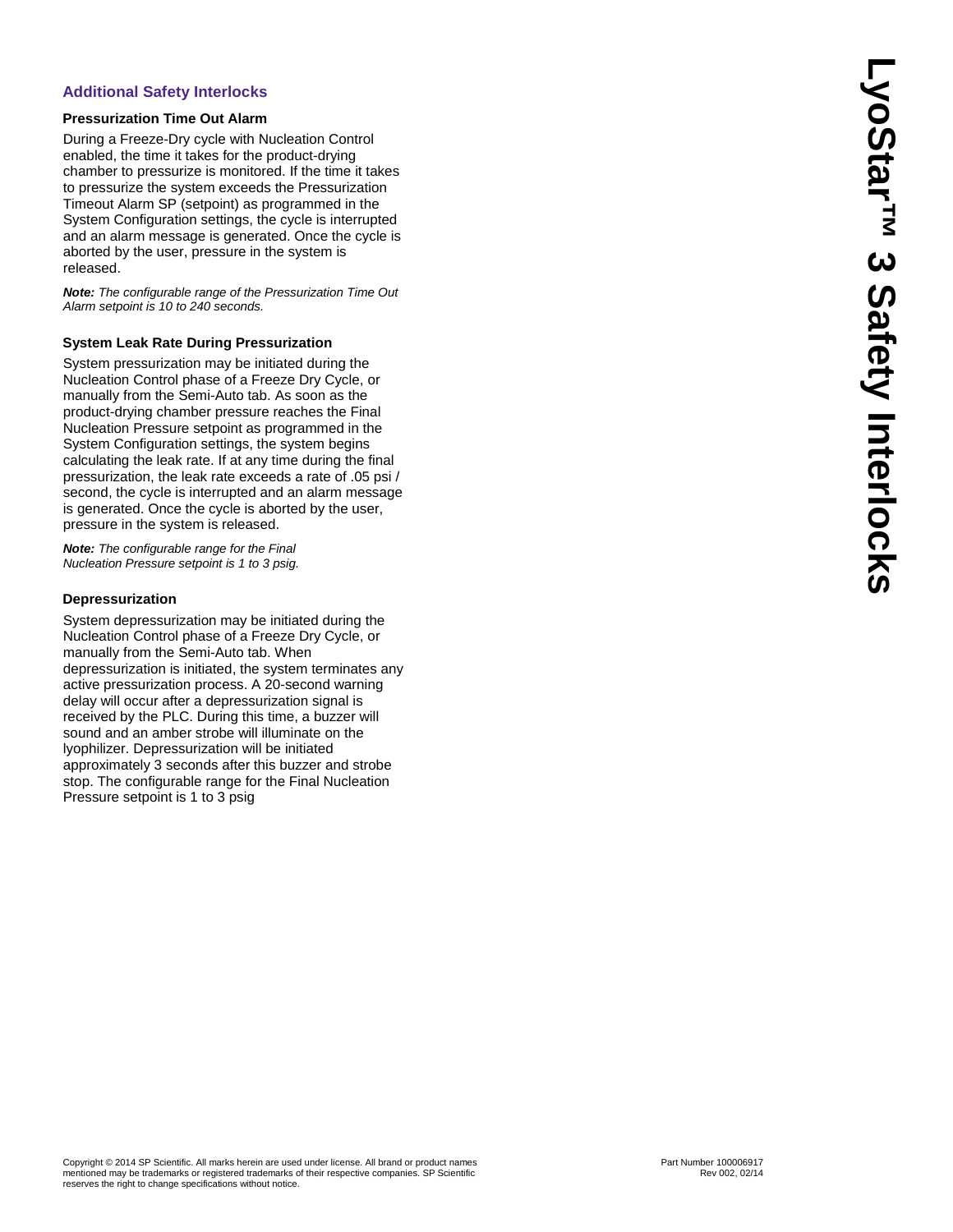## Additional Safety Interlocks

### Pressurization Time Out Alarm

During a Freeze-Dry cycle with Nucleation Control enabled, the time it takes for the product-drying chamber to pressurize is monitored. If the time it takes to pressurize the system exceeds the Pressurization Timeout Alarm SP (setpoint) as programmed in the System Configuration settings, the cycle is interrupted and an alarm message is generated. Once the cycle is aborted by the user, pressure in the system is released.

***Note:*** *The configurable range of the Pressurization Time Out Alarm setpoint is 10 to 240 seconds.*

### System Leak Rate During Pressurization

System pressurization may be initiated during the Nucleation Control phase of a Freeze Dry Cycle, or manually from the Semi-Auto tab. As soon as the product-drying chamber pressure reaches the Final Nucleation Pressure setpoint as programmed in the System Configuration settings, the system begins calculating the leak rate. If at any time during the final pressurization, the leak rate exceeds a rate of .05 psi / second, the cycle is interrupted and an alarm message is generated. Once the cycle is aborted by the user, pressure in the system is released.

***Note:*** *The configurable range for the Final Nucleation Pressure setpoint is 1 to 3 psig.*

### Depressurization

System depressurization may be initiated during the Nucleation Control phase of a Freeze Dry Cycle, or manually from the Semi-Auto tab. When depressurization is initiated, the system terminates any active pressurization process. A 20-second warning delay will occur after a depressurization signal is received by the PLC. During this time, a buzzer will sound and an amber strobe will illuminate on the lyophilizer. Depressurization will be initiated approximately 3 seconds after this buzzer and strobe stop. The configurable range for the Final Nucleation Pressure setpoint is 1 to 3 psig